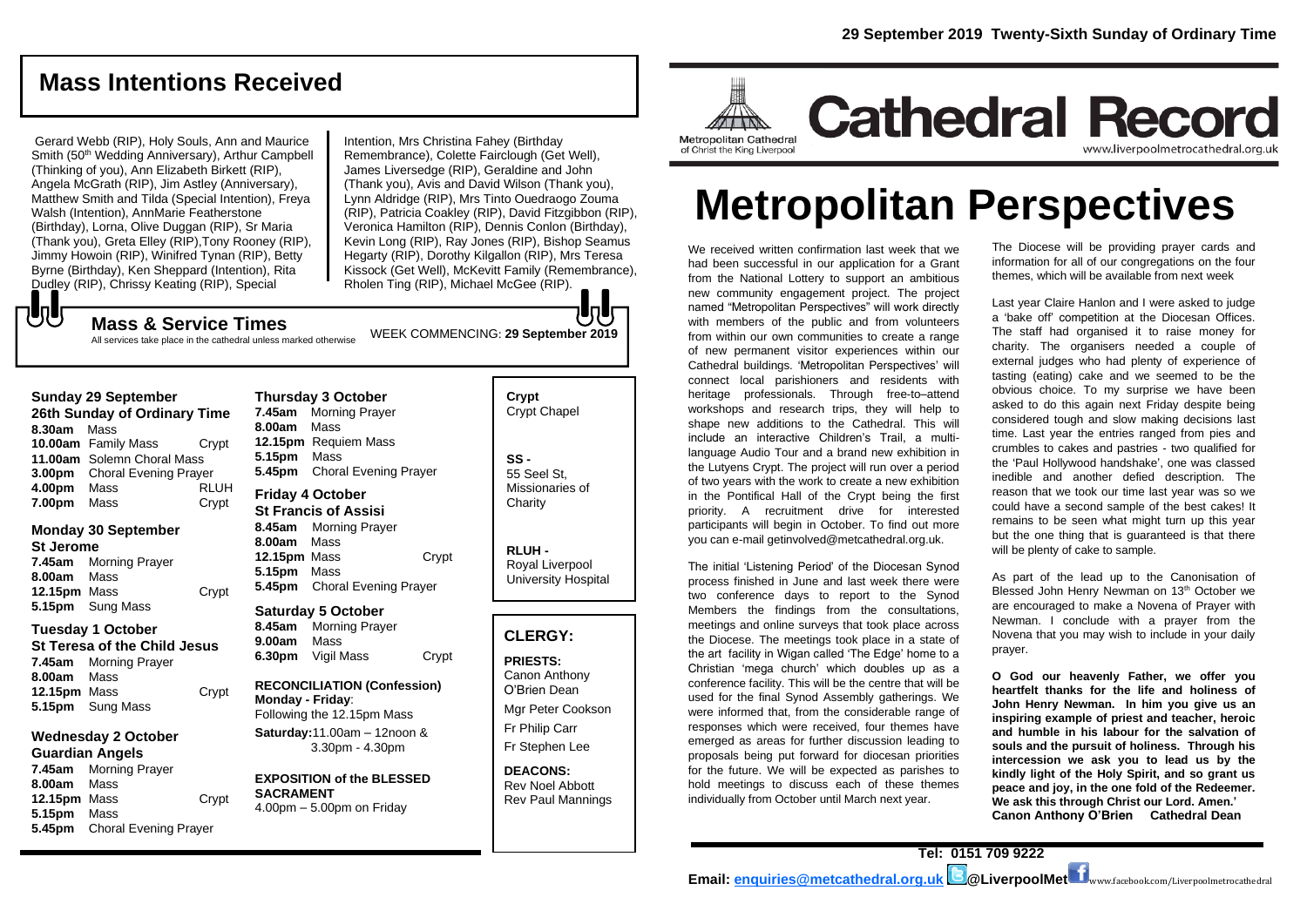# Mass Intentions Received

Gerard Webb (RIP), Holy Souls, Ann and Maurice Smith (50th Wedding Anniversary), Arthur Campbell (Thinking of you), Ann Elizabeth Birkett (RIP), Angela McGrath (RIP), Jim Astley (Anniversary), Matthew Smith and Tilda (Special Intention), Freya Walsh (Intention), AnnMarie Featherstone (Birthday), Lorna, Olive Duggan (RIP), Sr Maria (Thank you), Greta Elley (RIP),Tony Rooney (RIP), Jimmy Howoin (RIP), Winifred Tynan (RIP), Betty Byrne (Birthday), Ken Sheppard (Intention), Rita Dudley (RIP), Chrissy Keating (RIP), Special Intention, Mrs Christina Fahey (Birthday Remembrance), Colette Fairclough (Get Well), James Liversedge (RIP), Geraldine and John (Thank you), Avis and David Wilson (Thank you), Lynn Aldridge (RIP), Mrs Tinto Ouedraogo Zouma (RIP), Patricia Coakley (RIP), David Fitzgibbon (RIP), Veronica Hamilton (RIP), Dennis Conlon (Birthday), Kevin Long (RIP), Ray Jones (RIP), Bishop Seamus Hegarty (RIP), Dorothy Kilgallon (RIP), Mrs Teresa Kissock (Get Well), McKevitt Family (Remembrance), Rholen Ting (RIP), Michael McGee (RIP).

## Mass & Service Times

All services take place in the cathedral unless marked otherwise

WEEK COMMENCING: **29 September 2019**

### Sunday 29 September
**26th Sunday of Ordinary Time**

**8.30am** Mass
**10.00am** Family Mass Crypt
**11.00am** Solemn Choral Mass
**3.00pm** Choral Evening Prayer
**4.00pm** Mass RLUH
**7.00pm** Mass Crypt

### Monday 30 September
**St Jerome**

**7.45am** Morning Prayer
**8.00am** Mass
**12.15pm** Mass Crypt
**5.15pm** Sung Mass

### Tuesday 1 October
**St Teresa of the Child Jesus**

**7.45am** Morning Prayer
**8.00am** Mass
**12.15pm** Mass Crypt
**5.15pm** Sung Mass

### Wednesday 2 October
**Guardian Angels**

**7.45am** Morning Prayer
**8.00am** Mass
**12.15pm** Mass Crypt
**5.15pm** Mass
**5.45pm** Choral Evening Prayer

### Thursday 3 October

**7.45am** Morning Prayer
**8.00am** Mass
**12.15pm** Requiem Mass
**5.15pm** Mass
**5.45pm** Choral Evening Prayer

### Friday 4 October
**St Francis of Assisi**

**8.45am** Morning Prayer
**8.00am** Mass
**12.15pm** Mass Crypt
**5.15pm** Mass
**5.45pm** Choral Evening Prayer

### Saturday 5 October

**8.45am** Morning Prayer
**9.00am** Mass
**6.30pm** Vigil Mass Crypt

**RECONCILIATION (Confession)**
**Monday - Friday**: Following the 12.15pm Mass
**Saturday:** 11.00am – 12noon & 3.30pm - 4.30pm

**EXPOSITION of the BLESSED SACRAMENT**
4.00pm – 5.00pm on Friday

**Crypt**
Crypt Chapel

**SS -**
55 Seel St, Missionaries of Charity

**RLUH -**
Royal Liverpool University Hospital

## CLERGY:

**PRIESTS:**
Canon Anthony O'Brien Dean
Mgr Peter Cookson
Fr Philip Carr
Fr Stephen Lee

**DEACONS:**
Rev Noel Abbott
Rev Paul Mannings

29 September 2019 Twenty-Sixth Sunday of Ordinary Time

Metropolitan Cathedral of Christ the King Liverpool

# Cathedral Record

www.liverpoolmetrocathedral.org.uk

# Metropolitan Perspectives

We received written confirmation last week that we had been successful in our application for a Grant from the National Lottery to support an ambitious new community engagement project. The project named "Metropolitan Perspectives" will work directly with members of the public and from volunteers from within our own communities to create a range of new permanent visitor experiences within our Cathedral buildings. 'Metropolitan Perspectives' will connect local parishioners and residents with heritage professionals. Through free-to–attend workshops and research trips, they will help to shape new additions to the Cathedral. This will include an interactive Children's Trail, a multi-language Audio Tour and a brand new exhibition in the Lutyens Crypt. The project will run over a period of two years with the work to create a new exhibition in the Pontifical Hall of the Crypt being the first priority. A recruitment drive for interested participants will begin in October. To find out more you can e-mail getinvolved@metcathedral.org.uk.

The initial 'Listening Period' of the Diocesan Synod process finished in June and last week there were two conference days to report to the Synod Members the findings from the consultations, meetings and online surveys that took place across the Diocese. The meetings took place in a state of the art facility in Wigan called 'The Edge' home to a Christian 'mega church' which doubles up as a conference facility. This will be the centre that will be used for the final Synod Assembly gatherings. We were informed that, from the considerable range of responses which were received, four themes have emerged as areas for further discussion leading to proposals being put forward for diocesan priorities for the future. We will be expected as parishes to hold meetings to discuss each of these themes individually from October until March next year.

The Diocese will be providing prayer cards and information for all of our congregations on the four themes, which will be available from next week

Last year Claire Hanlon and I were asked to judge a 'bake off' competition at the Diocesan Offices. The staff had organised it to raise money for charity. The organisers needed a couple of external judges who had plenty of experience of tasting (eating) cake and we seemed to be the obvious choice. To my surprise we have been asked to do this again next Friday despite being considered tough and slow making decisions last time. Last year the entries ranged from pies and crumbles to cakes and pastries - two qualified for the 'Paul Hollywood handshake', one was classed inedible and another defied description. The reason that we took our time last year was so we could have a second sample of the best cakes! It remains to be seen what might turn up this year but the one thing that is guaranteed is that there will be plenty of cake to sample.

As part of the lead up to the Canonisation of Blessed John Henry Newman on 13th October we are encouraged to make a Novena of Prayer with Newman. I conclude with a prayer from the Novena that you may wish to include in your daily prayer.

**O God our heavenly Father, we offer you heartfelt thanks for the life and holiness of John Henry Newman. In him you give us an inspiring example of priest and teacher, heroic and humble in his labour for the salvation of souls and the pursuit of holiness. Through his intercession we ask you to lead us by the kindly light of the Holy Spirit, and so grant us peace and joy, in the one fold of the Redeemer. We ask this through Christ our Lord. Amen.'**
**Canon Anthony O'Brien Cathedral Dean**

**Tel: 0151 709 9222**
**Email: enquiries@metcathedral.org.uk @LiverpoolMet** www.facebook.com/Liverpoolmetrocathedral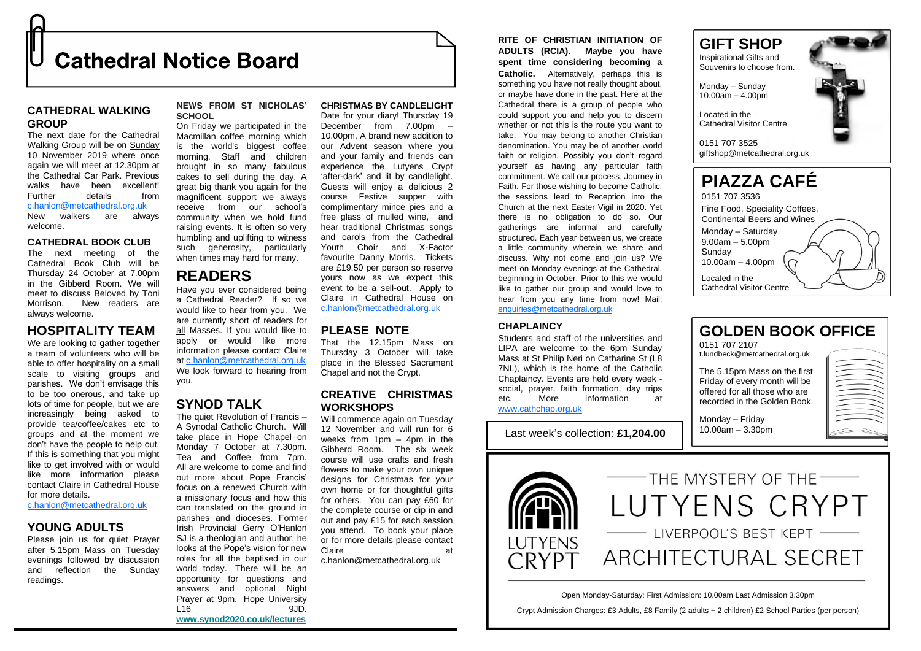# Cathedral Notice Board

## CATHEDRAL WALKING GROUP

The next date for the Cathedral Walking Group will be on Sunday 10 November 2019 where once again we will meet at 12.30pm at the Cathedral Car Park. Previous walks have been excellent! Further details from c.hanlon@metcathedral.org.uk New walkers are always welcome.

### CATHEDRAL BOOK CLUB

The next meeting of the Cathedral Book Club will be Thursday 24 October at 7.00pm in the Gibberd Room. We will meet to discuss Beloved by Toni Morrison. New readers are always welcome.

## HOSPITALITY TEAM

We are looking to gather together a team of volunteers who will be able to offer hospitality on a small scale to visiting groups and parishes. We don't envisage this to be too onerous, and take up lots of time for people, but we are increasingly being asked to provide tea/coffee/cakes etc to groups and at the moment we don't have the people to help out. If this is something that you might like to get involved with or would like more information please contact Claire in Cathedral House for more details.

c.hanlon@metcathedral.org.uk

## YOUNG ADULTS

Please join us for quiet Prayer after 5.15pm Mass on Tuesday evenings followed by discussion and reflection the Sunday readings.

### NEWS FROM ST NICHOLAS' SCHOOL

On Friday we participated in the Macmillan coffee morning which is the world's biggest coffee morning. Staff and children brought in so many fabulous cakes to sell during the day. A great big thank you again for the magnificent support we always receive from our school's community when we hold fund raising events. It is often so very humbling and uplifting to witness such generosity, particularly when times may hard for many.

## READERS

Have you ever considered being a Cathedral Reader? If so we would like to hear from you. We are currently short of readers for all Masses. If you would like to apply or would like more information please contact Claire at c.hanlon@metcathedral.org.uk We look forward to hearing from you.

## SYNOD TALK

The quiet Revolution of Francis – A Synodal Catholic Church. Will take place in Hope Chapel on Monday 7 October at 7.30pm. Tea and Coffee from 7pm. All are welcome to come and find out more about Pope Francis' focus on a renewed Church with a missionary focus and how this can translated on the ground in parishes and dioceses. Former Irish Provincial Gerry O'Hanlon SJ is a theologian and author, he looks at the Pope's vision for new roles for all the baptised in our world today. There will be an opportunity for questions and answers and optional Night Prayer at 9pm. Hope University L16 9JD.

**www.synod2020.co.uk/lectures**

### CHRISTMAS BY CANDLELIGHT

Date for your diary! Thursday 19 December from 7.00pm – 10.00pm. A brand new addition to our Advent season where you and your family and friends can experience the Lutyens Crypt 'after-dark' and lit by candlelight. Guests will enjoy a delicious 2 course Festive supper with complimentary mince pies and a free glass of mulled wine, and hear traditional Christmas songs and carols from the Cathedral Youth Choir and X-Factor favourite Danny Morris. Tickets are £19.50 per person so reserve yours now as we expect this event to be a sell-out. Apply to Claire in Cathedral House on c.hanlon@metcathedral.org.uk

## PLEASE NOTE

That the 12.15pm Mass on Thursday 3 October will take place in the Blessed Sacrament Chapel and not the Crypt.

## CREATIVE CHRISTMAS WORKSHOPS

Will commence again on Tuesday 12 November and will run for 6 weeks from 1pm – 4pm in the Gibberd Room. The six week course will use crafts and fresh flowers to make your own unique designs for Christmas for your own home or for thoughtful gifts for others. You can pay £60 for the complete course or dip in and out and pay £15 for each session you attend. To book your place or for more details please contact Claire at c.hanlon@metcathedral.org.uk

**RITE OF CHRISTIAN INITIATION OF ADULTS (RCIA). Maybe you have spent time considering becoming a Catholic.** Alternatively, perhaps this is something you have not really thought about, or maybe have done in the past. Here at the Cathedral there is a group of people who could support you and help you to discern whether or not this is the route you want to take. You may belong to another Christian denomination. You may be of another world faith or religion. Possibly you don't regard yourself as having any particular faith commitment. We call our process, Journey in Faith. For those wishing to become Catholic, the sessions lead to Reception into the Church at the next Easter Vigil in 2020. Yet there is no obligation to do so. Our gatherings are informal and carefully structured. Each year between us, we create a little community wherein we share and discuss. Why not come and join us? We meet on Monday evenings at the Cathedral, beginning in October. Prior to this we would like to gather our group and would love to hear from you any time from now! Mail: enquiries@metcathedral.org.uk

### CHAPLAINCY

Students and staff of the universities and LIPA are welcome to the 6pm Sunday Mass at St Philip Neri on Catharine St (L8 7NL), which is the home of the Catholic Chaplaincy. Events are held every week - social, prayer, faith formation, day trips etc. More information at www.cathchap.org.uk

Last week's collection: **£1,204.00**

## GIFT SHOP

Inspirational Gifts and Souvenirs to choose from.

Monday – Sunday
10.00am – 4.00pm

Located in the Cathedral Visitor Centre

0151 707 3525
giftshop@metcathedral.org.uk

## PIAZZA CAFÉ

0151 707 3536

Fine Food, Speciality Coffees, Continental Beers and Wines

Monday – Saturday
9.00am – 5.00pm
Sunday
10.00am – 4.00pm

Located in the Cathedral Visitor Centre

## GOLDEN BOOK OFFICE

0151 707 2107
t.lundbeck@metcathedral.org.uk

The 5.15pm Mass on the first Friday of every month will be offered for all those who are recorded in the Golden Book.

Monday – Friday
10.00am – 3.30pm

LUTYENS CRYPT

THE MYSTERY OF THE LUTYENS CRYPT

LIVERPOOL'S BEST KEPT ARCHITECTURAL SECRET

Open Monday-Saturday: First Admission: 10.00am Last Admission 3.30pm

Crypt Admission Charges: £3 Adults, £8 Family (2 adults + 2 children) £2 School Parties (per person)